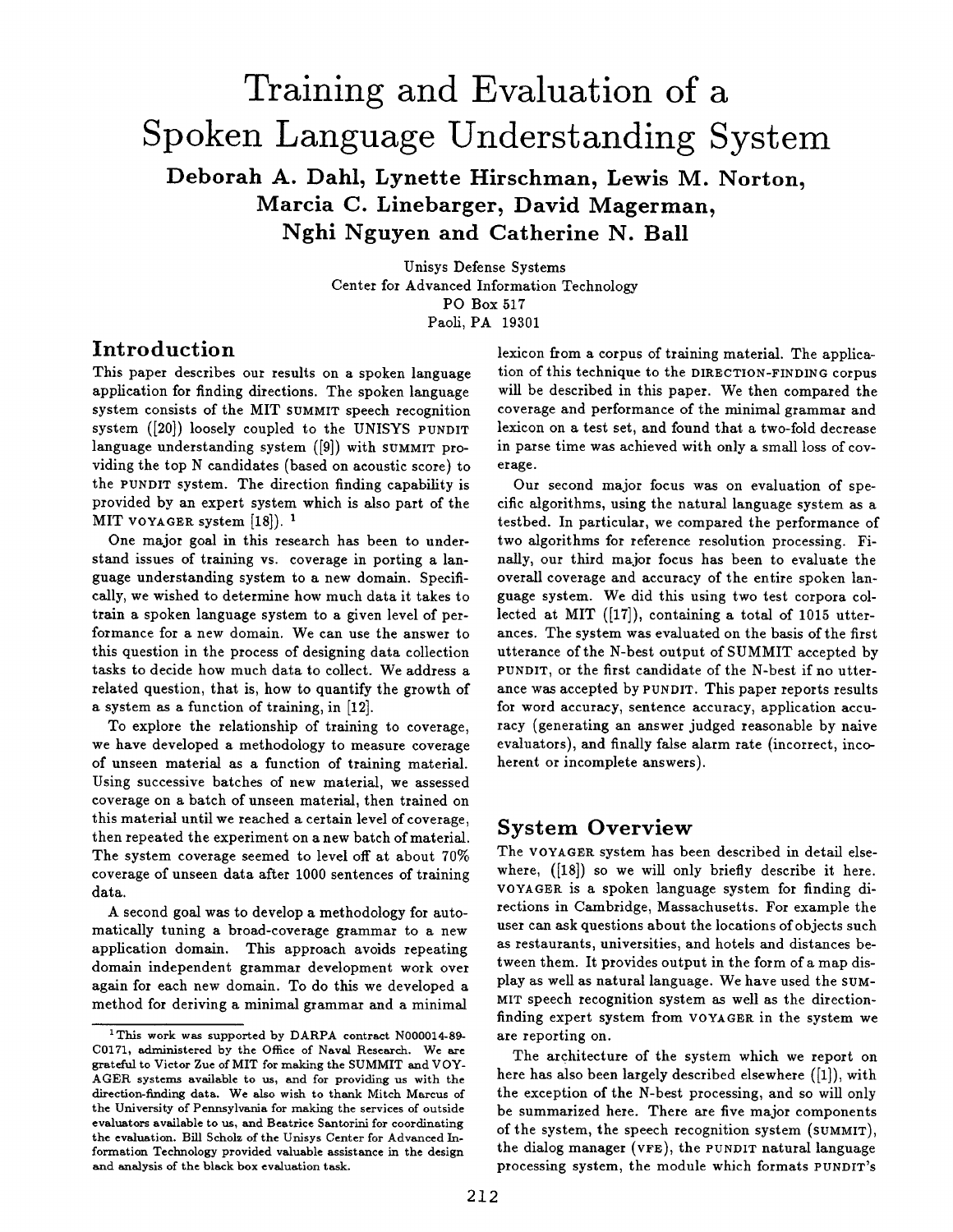# Training and Evaluation of a Spoken Language Understanding System

**Deborah A. Dahl, Lynette Hirschman, Lewis M. Norton, Marcia C. Linebarger, David Magerman, Nghi Nguyen and Catherine N. Ball**

Unisys Defense Systems
Center for Advanced Information Technology
PO Box 517
Paoli, PA 19301

## Introduction

This paper describes our results on a spoken language application for finding directions. The spoken language system consists of the MIT SUMMIT speech recognition system ([20]) loosely coupled to the UNISYS PUNDIT language understanding system ([9]) with SUMMIT providing the top N candidates (based on acoustic score) to the PUNDIT system. The direction finding capability is provided by an expert system which is also part of the MIT VOYAGER system [18]). [1]

One major goal in this research has been to understand issues of training vs. coverage in porting a language understanding system to a new domain. Specifically, we wished to determine how much data it takes to train a spoken language system to a given level of performance for a new domain. We can use the answer to this question in the process of designing data collection tasks to decide how much data to collect. We address a related question, that is, how to quantify the growth of a system as a function of training, in [12].

To explore the relationship of training to coverage, we have developed a methodology to measure coverage of unseen material as a function of training material. Using successive batches of new material, we assessed coverage on a batch of unseen material, then trained on this material until we reached a certain level of coverage, then repeated the experiment on a new batch of material. The system coverage seemed to level off at about 70% coverage of unseen data after 1000 sentences of training data.

A second goal was to develop a methodology for automatically tuning a broad-coverage grammar to a new application domain. This approach avoids repeating domain independent grammar development work over again for each new domain. To do this we developed a method for deriving a minimal grammar and a minimal lexicon from a corpus of training material. The application of this technique to the DIRECTION-FINDING corpus will be described in this paper. We then compared the coverage and performance of the minimal grammar and lexicon on a test set, and found that a two-fold decrease in parse time was achieved with only a small loss of coverage.

Our second major focus was on evaluation of specific algorithms, using the natural language system as a testbed. In particular, we compared the performance of two algorithms for reference resolution processing. Finally, our third major focus has been to evaluate the overall coverage and accuracy of the entire spoken language system. We did this using two test corpora collected at MIT ([17]), containing a total of 1015 utterances. The system was evaluated on the basis of the first utterance of the N-best output of SUMMIT accepted by PUNDIT, or the first candidate of the N-best if no utterance was accepted by PUNDIT. This paper reports results for word accuracy, sentence accuracy, application accuracy (generating an answer judged reasonable by naive evaluators), and finally false alarm rate (incorrect, incoherent or incomplete answers).

## System Overview

The VOYAGER system has been described in detail elsewhere, ([18]) so we will only briefly describe it here. VOYAGER is a spoken language system for finding directions in Cambridge, Massachusetts. For example the user can ask questions about the locations of objects such as restaurants, universities, and hotels and distances between them. It provides output in the form of a map display as well as natural language. We have used the SUMMIT speech recognition system as well as the direction-finding expert system from VOYAGER in the system we are reporting on.

The architecture of the system which we report on here has also been largely described elsewhere ([1]), with the exception of the N-best processing, and so will only be summarized here. There are five major components of the system, the speech recognition system (SUMMIT), the dialog manager (VFE), the PUNDIT natural language processing system, the module which formats PUNDIT's

---

[1] This work was supported by DARPA contract N000014-89-C0171, administered by the Office of Naval Research. We are grateful to Victor Zue of MIT for making the SUMMIT and VOYAGER systems available to us, and for providing us with the direction-finding data. We also wish to thank Mitch Marcus of the University of Pennsylvania for making the services of outside evaluators available to us, and Beatrice Santorini for coordinating the evaluation. Bill Scholz of the Unisys Center for Advanced Information Technology provided valuable assistance in the design and analysis of the black box evaluation task.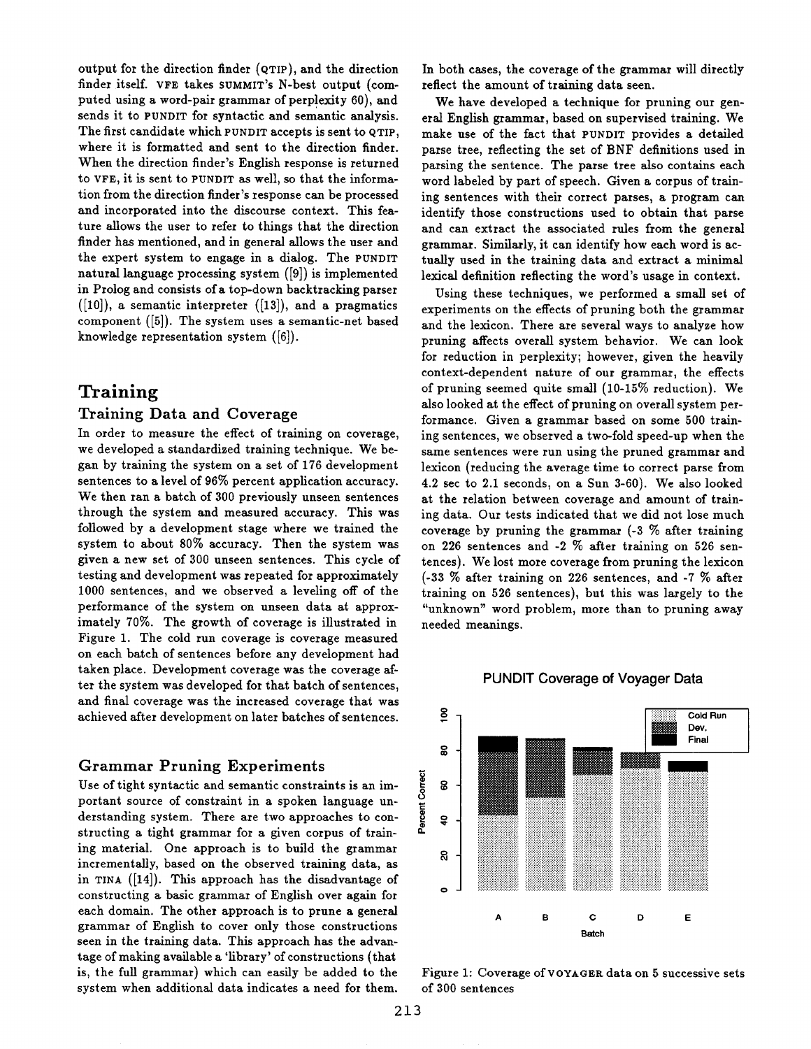output for the direction finder (QTIP), and the direction finder itself. VFE takes SUMMIT's N-best output (computed using a word-pair grammar of perplexity 60), and sends it to PUNDIT for syntactic and semantic analysis. The first candidate which PUNDIT accepts is sent to QTIP, where it is formatted and sent to the direction finder. When the direction finder's English response is returned to VFE, it is sent to PUNDIT as well, so that the information from the direction finder's response can be processed and incorporated into the discourse context. This feature allows the user to refer to things that the direction finder has mentioned, and in general allows the user and the expert system to engage in a dialog. The PUNDIT natural language processing system ([9]) is implemented in Prolog and consists of a top-down backtracking parser ([10]), a semantic interpreter ([13]), and a pragmatics component ([5]). The system uses a semantic-net based knowledge representation system ([6]).

# Training

## Training Data and Coverage

In order to measure the effect of training on coverage, we developed a standardized training technique. We began by training the system on a set of 176 development sentences to a level of 96% percent application accuracy. We then ran a batch of 300 previously unseen sentences through the system and measured accuracy. This was followed by a development stage where we trained the system to about 80% accuracy. Then the system was given a new set of 300 unseen sentences. This cycle of testing and development was repeated for approximately 1000 sentences, and we observed a leveling off of the performance of the system on unseen data at approximately 70%. The growth of coverage is illustrated in Figure 1. The cold run coverage is coverage measured on each batch of sentences before any development had taken place. Development coverage was the coverage after the system was developed for that batch of sentences, and final coverage was the increased coverage that was achieved after development on later batches of sentences.

## Grammar Pruning Experiments

Use of tight syntactic and semantic constraints is an important source of constraint in a spoken language understanding system. There are two approaches to constructing a tight grammar for a given corpus of training material. One approach is to build the grammar incrementally, based on the observed training data, as in TINA ([14]). This approach has the disadvantage of constructing a basic grammar of English over again for each domain. The other approach is to prune a general grammar of English to cover only those constructions seen in the training data. This approach has the advantage of making available a 'library' of constructions (that is, the full grammar) which can easily be added to the system when additional data indicates a need for them. In both cases, the coverage of the grammar will directly reflect the amount of training data seen.

We have developed a technique for pruning our general English grammar, based on supervised training. We make use of the fact that PUNDIT provides a detailed parse tree, reflecting the set of BNF definitions used in parsing the sentence. The parse tree also contains each word labeled by part of speech. Given a corpus of training sentences with their correct parses, a program can identify those constructions used to obtain that parse and can extract the associated rules from the general grammar. Similarly, it can identify how each word is actually used in the training data and extract a minimal lexical definition reflecting the word's usage in context.

Using these techniques, we performed a small set of experiments on the effects of pruning both the grammar and the lexicon. There are several ways to analyze how pruning affects overall system behavior. We can look for reduction in perplexity; however, given the heavily context-dependent nature of our grammar, the effects of pruning seemed quite small (10-15% reduction). We also looked at the effect of pruning on overall system performance. Given a grammar based on some 500 training sentences, we observed a two-fold speed-up when the same sentences were run using the pruned grammar and lexicon (reducing the average time to correct parse from 4.2 sec to 2.1 seconds, on a Sun 3-60). We also looked at the relation between coverage and amount of training data. Our tests indicated that we did not lose much coverage by pruning the grammar (-3 % after training on 226 sentences and -2 % after training on 526 sentences). We lost more coverage from pruning the lexicon (-33 % after training on 226 sentences, and -7 % after training on 526 sentences), but this was largely to the "unknown" word problem, more than to pruning away needed meanings.

**PUNDIT Coverage of Voyager Data**

Figure 1: Coverage of VOYAGER data on 5 successive sets of 300 sentences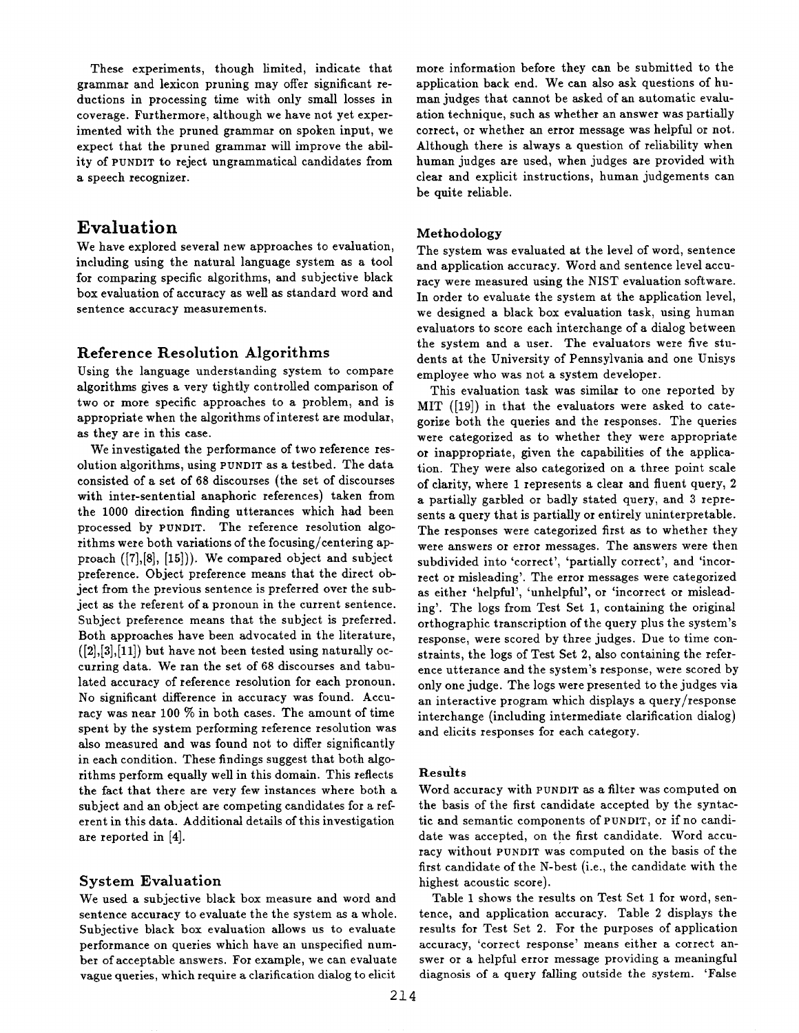These experiments, though limited, indicate that grammar and lexicon pruning may offer significant reductions in processing time with only small losses in coverage. Furthermore, although we have not yet experimented with the pruned grammar on spoken input, we expect that the pruned grammar will improve the ability of PUNDIT to reject ungrammatical candidates from a speech recognizer.

# Evaluation

We have explored several new approaches to evaluation, including using the natural language system as a tool for comparing specific algorithms, and subjective black box evaluation of accuracy as well as standard word and sentence accuracy measurements.

## Reference Resolution Algorithms

Using the language understanding system to compare algorithms gives a very tightly controlled comparison of two or more specific approaches to a problem, and is appropriate when the algorithms of interest are modular, as they are in this case.

We investigated the performance of two reference resolution algorithms, using PUNDIT as a testbed. The data consisted of a set of 68 discourses (the set of discourses with inter-sentential anaphoric references) taken from the 1000 direction finding utterances which had been processed by PUNDIT. The reference resolution algorithms were both variations of the focusing/centering approach ([7],[8], [15]). We compared object and subject preference. Object preference means that the direct object from the previous sentence is preferred over the subject as the referent of a pronoun in the current sentence. Subject preference means that the subject is preferred. Both approaches have been advocated in the literature, ([2],[3],[11]) but have not been tested using naturally occurring data. We ran the set of 68 discourses and tabulated accuracy of reference resolution for each pronoun. No significant difference in accuracy was found. Accuracy was near 100 % in both cases. The amount of time spent by the system performing reference resolution was also measured and was found not to differ significantly in each condition. These findings suggest that both algorithms perform equally well in this domain. This reflects the fact that there are very few instances where both a subject and an object are competing candidates for a referent in this data. Additional details of this investigation are reported in [4].

## System Evaluation

We used a subjective black box measure and word and sentence accuracy to evaluate the the system as a whole. Subjective black box evaluation allows us to evaluate performance on queries which have an unspecified number of acceptable answers. For example, we can evaluate vague queries, which require a clarification dialog to elicit more information before they can be submitted to the application back end. We can also ask questions of human judges that cannot be asked of an automatic evaluation technique, such as whether an answer was partially correct, or whether an error message was helpful or not. Although there is always a question of reliability when human judges are used, when judges are provided with clear and explicit instructions, human judgements can be quite reliable.

### Methodology

The system was evaluated at the level of word, sentence and application accuracy. Word and sentence level accuracy were measured using the NIST evaluation software. In order to evaluate the system at the application level, we designed a black box evaluation task, using human evaluators to score each interchange of a dialog between the system and a user. The evaluators were five students at the University of Pennsylvania and one Unisys employee who was not a system developer.

This evaluation task was similar to one reported by MIT ([19]) in that the evaluators were asked to categorize both the queries and the responses. The queries were categorized as to whether they were appropriate or inappropriate, given the capabilities of the application. They were also categorized on a three point scale of clarity, where 1 represents a clear and fluent query, 2 a partially garbled or badly stated query, and 3 represents a query that is partially or entirely uninterpretable. The responses were categorized first as to whether they were answers or error messages. The answers were then subdivided into 'correct', 'partially correct', and 'incorrect or misleading'. The error messages were categorized as either 'helpful', 'unhelpful', or 'incorrect or misleading'. The logs from Test Set 1, containing the original orthographic transcription of the query plus the system's response, were scored by three judges. Due to time constraints, the logs of Test Set 2, also containing the reference utterance and the system's response, were scored by only one judge. The logs were presented to the judges via an interactive program which displays a query/response interchange (including intermediate clarification dialog) and elicits responses for each category.

### Results

Word accuracy with PUNDIT as a filter was computed on the basis of the first candidate accepted by the syntactic and semantic components of PUNDIT, or if no candidate was accepted, on the first candidate. Word accuracy without PUNDIT was computed on the basis of the first candidate of the N-best (i.e., the candidate with the highest acoustic score).

Table 1 shows the results on Test Set 1 for word, sentence, and application accuracy. Table 2 displays the results for Test Set 2. For the purposes of application accuracy, 'correct response' means either a correct answer or a helpful error message providing a meaningful diagnosis of a query falling outside the system. 'False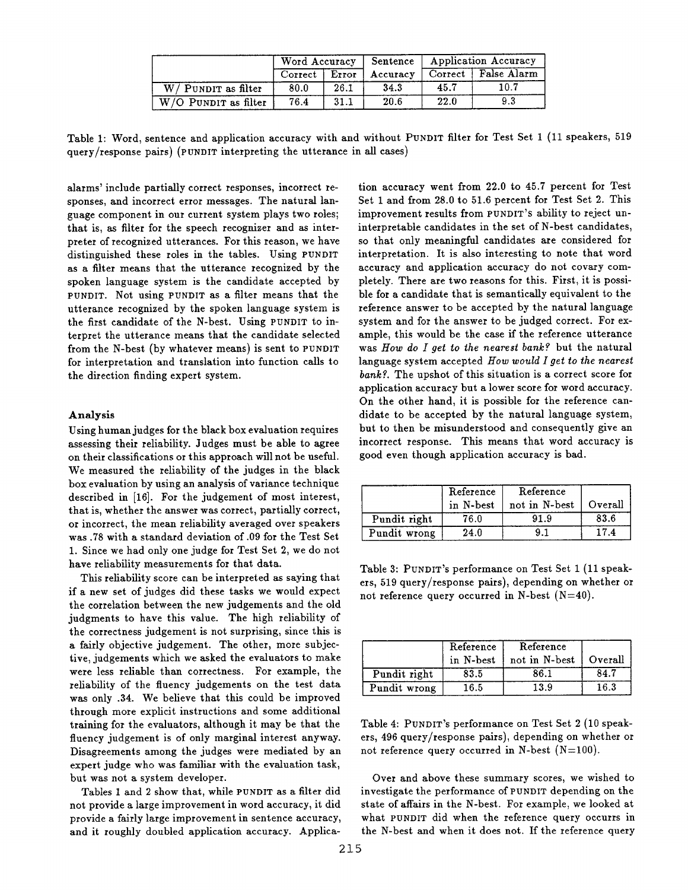| | Word Accuracy | | Sentence | Application Accuracy | |
|---|---|---|---|---|---|
| | Correct | Error | Accuracy | Correct | False Alarm |
| W/ PUNDIT as filter | 80.0 | 26.1 | 34.3 | 45.7 | 10.7 |
| W/O PUNDIT as filter | 76.4 | 31.1 | 20.6 | 22.0 | 9.3 |

Table 1: Word, sentence and application accuracy with and without PUNDIT filter for Test Set 1 (11 speakers, 519 query/response pairs) (PUNDIT interpreting the utterance in all cases)

alarms' include partially correct responses, incorrect responses, and incorrect error messages. The natural language component in our current system plays two roles; that is, as filter for the speech recognizer and as interpreter of recognized utterances. For this reason, we have distinguished these roles in the tables. Using PUNDIT as a filter means that the utterance recognized by the spoken language system is the candidate accepted by PUNDIT. Not using PUNDIT as a filter means that the utterance recognized by the spoken language system is the first candidate of the N-best. Using PUNDIT to interpret the utterance means that the candidate selected from the N-best (by whatever means) is sent to PUNDIT for interpretation and translation into function calls to the direction finding expert system.

### Analysis

Using human judges for the black box evaluation requires assessing their reliability. Judges must be able to agree on their classifications or this approach will not be useful. We measured the reliability of the judges in the black box evaluation by using an analysis of variance technique described in [16]. For the judgement of most interest, that is, whether the answer was correct, partially correct, or incorrect, the mean reliability averaged over speakers was .78 with a standard deviation of .09 for the Test Set 1. Since we had only one judge for Test Set 2, we do not have reliability measurements for that data.

This reliability score can be interpreted as saying that if a new set of judges did these tasks we would expect the correlation between the new judgements and the old judgments to have this value. The high reliability of the correctness judgement is not surprising, since this is a fairly objective judgement. The other, more subjective, judgements which we asked the evaluators to make were less reliable than correctness. For example, the reliability of the fluency judgements on the test data was only .34. We believe that this could be improved through more explicit instructions and some additional training for the evaluators, although it may be that the fluency judgement is of only marginal interest anyway. Disagreements among the judges were mediated by an expert judge who was familiar with the evaluation task, but was not a system developer.

Tables 1 and 2 show that, while PUNDIT as a filter did not provide a large improvement in word accuracy, it did provide a fairly large improvement in sentence accuracy, and it roughly doubled application accuracy. Application accuracy went from 22.0 to 45.7 percent for Test Set 1 and from 28.0 to 51.6 percent for Test Set 2. This improvement results from PUNDIT's ability to reject uninterpretable candidates in the set of N-best candidates, so that only meaningful candidates are considered for interpretation. It is also interesting to note that word accuracy and application accuracy do not covary completely. There are two reasons for this. First, it is possible for a candidate that is semantically equivalent to the reference answer to be accepted by the natural language system and for the answer to be judged correct. For example, this would be the case if the reference utterance was *How do I get to the nearest bank?* but the natural language system accepted *How would I get to the nearest bank?*. The upshot of this situation is a correct score for application accuracy but a lower score for word accuracy. On the other hand, it is possible for the reference candidate to be accepted by the natural language system, but to then be misunderstood and consequently give an incorrect response. This means that word accuracy is good even though application accuracy is bad.

| | Reference in N-best | Reference not in N-best | Overall |
|---|---|---|---|
| Pundit right | 76.0 | 91.9 | 83.6 |
| Pundit wrong | 24.0 | 9.1 | 17.4 |

Table 3: PUNDIT's performance on Test Set 1 (11 speakers, 519 query/response pairs), depending on whether or not reference query occurred in N-best (N=40).

| | Reference in N-best | Reference not in N-best | Overall |
|---|---|---|---|
| Pundit right | 83.5 | 86.1 | 84.7 |
| Pundit wrong | 16.5 | 13.9 | 16.3 |

Table 4: PUNDIT's performance on Test Set 2 (10 speakers, 496 query/response pairs), depending on whether or not reference query occurred in N-best (N=100).

Over and above these summary scores, we wished to investigate the performance of PUNDIT depending on the state of affairs in the N-best. For example, we looked at what PUNDIT did when the reference query occurrs in the N-best and when it does not. If the reference query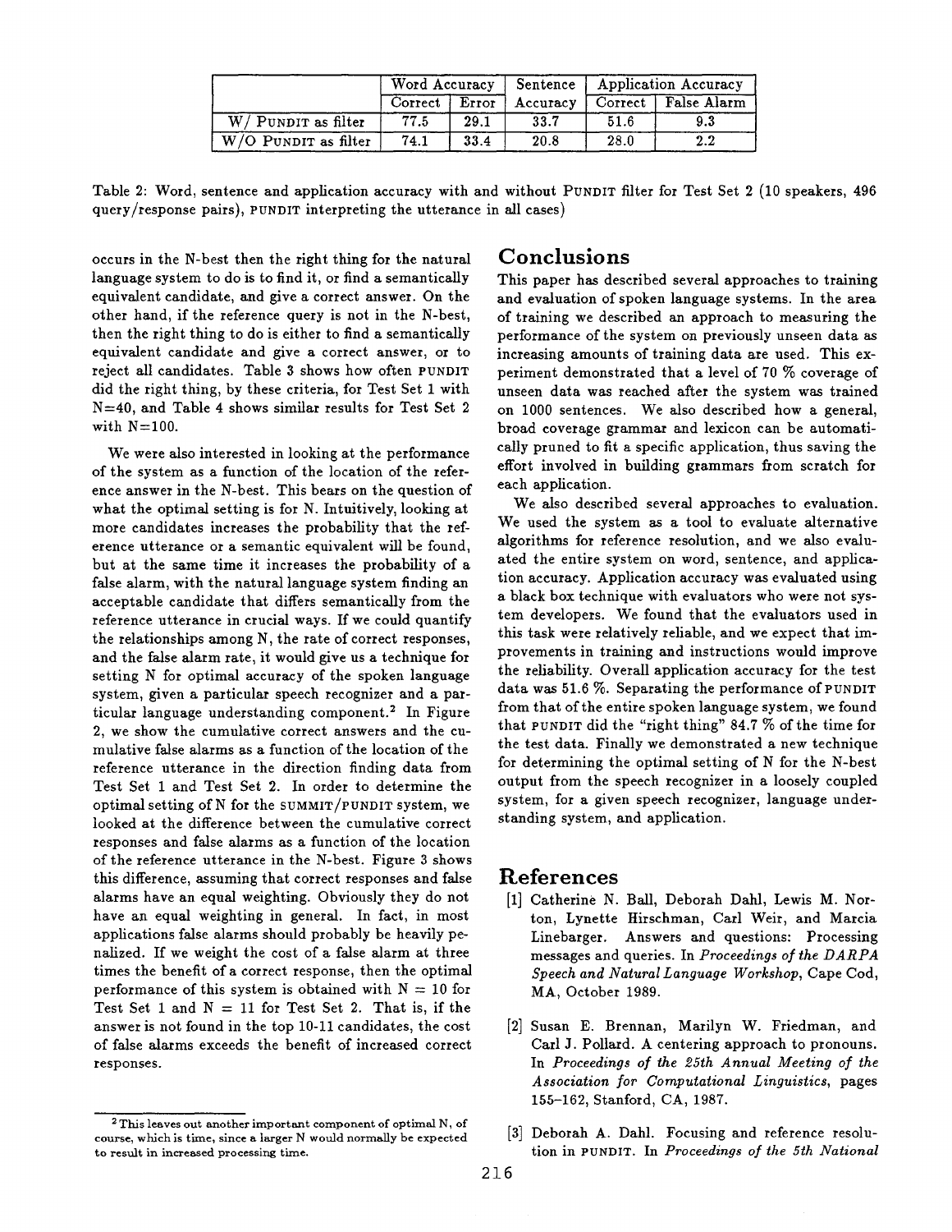| | Word Accuracy | | Sentence | Application Accuracy | |
|---|---|---|---|---|---|
| | Correct | Error | Accuracy | Correct | False Alarm |
| W/ PUNDIT as filter | 77.5 | 29.1 | 33.7 | 51.6 | 9.3 |
| W/O PUNDIT as filter | 74.1 | 33.4 | 20.8 | 28.0 | 2.2 |

Table 2: Word, sentence and application accuracy with and without PUNDIT filter for Test Set 2 (10 speakers, 496 query/response pairs), PUNDIT interpreting the utterance in all cases)

occurs in the N-best then the right thing for the natural language system to do is to find it, or find a semantically equivalent candidate, and give a correct answer. On the other hand, if the reference query is not in the N-best, then the right thing to do is either to find a semantically equivalent candidate and give a correct answer, or to reject all candidates. Table 3 shows how often PUNDIT did the right thing, by these criteria, for Test Set 1 with N=40, and Table 4 shows similar results for Test Set 2 with N=100.

We were also interested in looking at the performance of the system as a function of the location of the reference answer in the N-best. This bears on the question of what the optimal setting is for N. Intuitively, looking at more candidates increases the probability that the reference utterance or a semantic equivalent will be found, but at the same time it increases the probability of a false alarm, with the natural language system finding an acceptable candidate that differs semantically from the reference utterance in crucial ways. If we could quantify the relationships among N, the rate of correct responses, and the false alarm rate, it would give us a technique for setting N for optimal accuracy of the spoken language system, given a particular speech recognizer and a particular language understanding component.[2] In Figure 2, we show the cumulative correct answers and the cumulative false alarms as a function of the location of the reference utterance in the direction finding data from Test Set 1 and Test Set 2. In order to determine the optimal setting of N for the SUMMIT/PUNDIT system, we looked at the difference between the cumulative correct responses and false alarms as a function of the location of the reference utterance in the N-best. Figure 3 shows this difference, assuming that correct responses and false alarms have an equal weighting. Obviously they do not have an equal weighting in general. In fact, in most applications false alarms should probably be heavily penalized. If we weight the cost of a false alarm at three times the benefit of a correct response, then the optimal performance of this system is obtained with N = 10 for Test Set 1 and N = 11 for Test Set 2. That is, if the answer is not found in the top 10-11 candidates, the cost of false alarms exceeds the benefit of increased correct responses.

[2] This leaves out another important component of optimal N, of course, which is time, since a larger N would normally be expected to result in increased processing time.

## Conclusions

This paper has described several approaches to training and evaluation of spoken language systems. In the area of training we described an approach to measuring the performance of the system on previously unseen data as increasing amounts of training data are used. This experiment demonstrated that a level of 70 % coverage of unseen data was reached after the system was trained on 1000 sentences. We also described how a general, broad coverage grammar and lexicon can be automatically pruned to fit a specific application, thus saving the effort involved in building grammars from scratch for each application.

We also described several approaches to evaluation. We used the system as a tool to evaluate alternative algorithms for reference resolution, and we also evaluated the entire system on word, sentence, and application accuracy. Application accuracy was evaluated using a black box technique with evaluators who were not system developers. We found that the evaluators used in this task were relatively reliable, and we expect that improvements in training and instructions would improve the reliability. Overall application accuracy for the test data was 51.6 %. Separating the performance of PUNDIT from that of the entire spoken language system, we found that PUNDIT did the "right thing" 84.7 % of the time for the test data. Finally we demonstrated a new technique for determining the optimal setting of N for the N-best output from the speech recognizer in a loosely coupled system, for a given speech recognizer, language understanding system, and application.

## References

[1] Catherine N. Ball, Deborah Dahl, Lewis M. Norton, Lynette Hirschman, Carl Weir, and Marcia Linebarger. Answers and questions: Processing messages and queries. In *Proceedings of the DARPA Speech and Natural Language Workshop*, Cape Cod, MA, October 1989.

[2] Susan E. Brennan, Marilyn W. Friedman, and Carl J. Pollard. A centering approach to pronouns. In *Proceedings of the 25th Annual Meeting of the Association for Computational Linguistics*, pages 155–162, Stanford, CA, 1987.

[3] Deborah A. Dahl. Focusing and reference resolution in PUNDIT. In *Proceedings of the 5th National*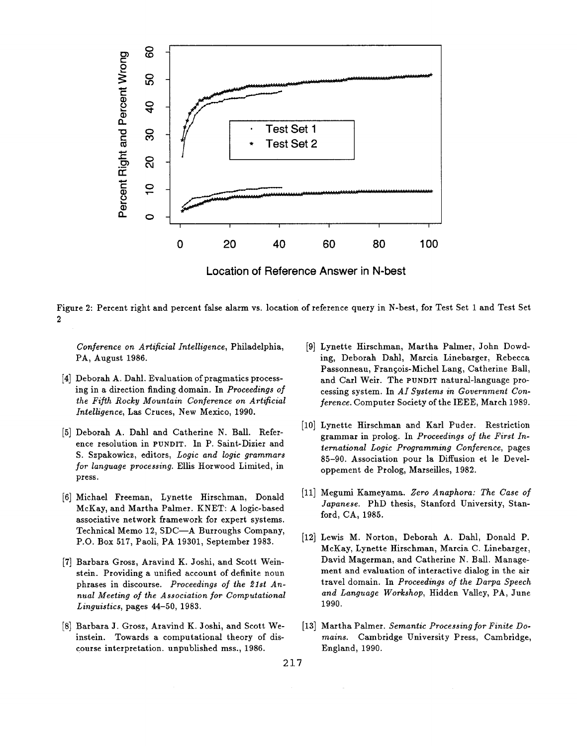Figure 2: Percent right and percent false alarm vs. location of reference query in N-best, for Test Set 1 and Test Set 2

*Conference on Artificial Intelligence*, Philadelphia, PA, August 1986.

[4] Deborah A. Dahl. Evaluation of pragmatics processing in a direction finding domain. In *Proceedings of the Fifth Rocky Mountain Conference on Artificial Intelligence*, Las Cruces, New Mexico, 1990.

[5] Deborah A. Dahl and Catherine N. Ball. Reference resolution in PUNDIT. In P. Saint-Dizier and S. Szpakowicz, editors, *Logic and logic grammars for language processing.* Ellis Horwood Limited, in press.

[6] Michael Freeman, Lynette Hirschman, Donald McKay, and Martha Palmer. KNET: A logic-based associative network framework for expert systems. Technical Memo 12, SDC—A Burroughs Company, P.O. Box 517, Paoli, PA 19301, September 1983.

[7] Barbara Grosz, Aravind K. Joshi, and Scott Weinstein. Providing a unified account of definite noun phrases in discourse. *Proceedings of the 21st Annual Meeting of the Association for Computational Linguistics*, pages 44–50, 1983.

[8] Barbara J. Grosz, Aravind K. Joshi, and Scott Weinstein. Towards a computational theory of discourse interpretation. unpublished mss., 1986.

[9] Lynette Hirschman, Martha Palmer, John Dowding, Deborah Dahl, Marcia Linebarger, Rebecca Passonneau, François-Michel Lang, Catherine Ball, and Carl Weir. The PUNDIT natural-language processing system. In *AI Systems in Government Conference.* Computer Society of the IEEE, March 1989.

[10] Lynette Hirschman and Karl Puder. Restriction grammar in prolog. In *Proceedings of the First International Logic Programming Conference*, pages 85–90. Association pour la Diffusion et le Developpement de Prolog, Marseilles, 1982.

[11] Megumi Kameyama. *Zero Anaphora: The Case of Japanese.* PhD thesis, Stanford University, Stanford, CA, 1985.

[12] Lewis M. Norton, Deborah A. Dahl, Donald P. McKay, Lynette Hirschman, Marcia C. Linebarger, David Magerman, and Catherine N. Ball. Management and evaluation of interactive dialog in the air travel domain. In *Proceedings of the Darpa Speech and Language Workshop*, Hidden Valley, PA, June 1990.

[13] Martha Palmer. *Semantic Processing for Finite Domains.* Cambridge University Press, Cambridge, England, 1990.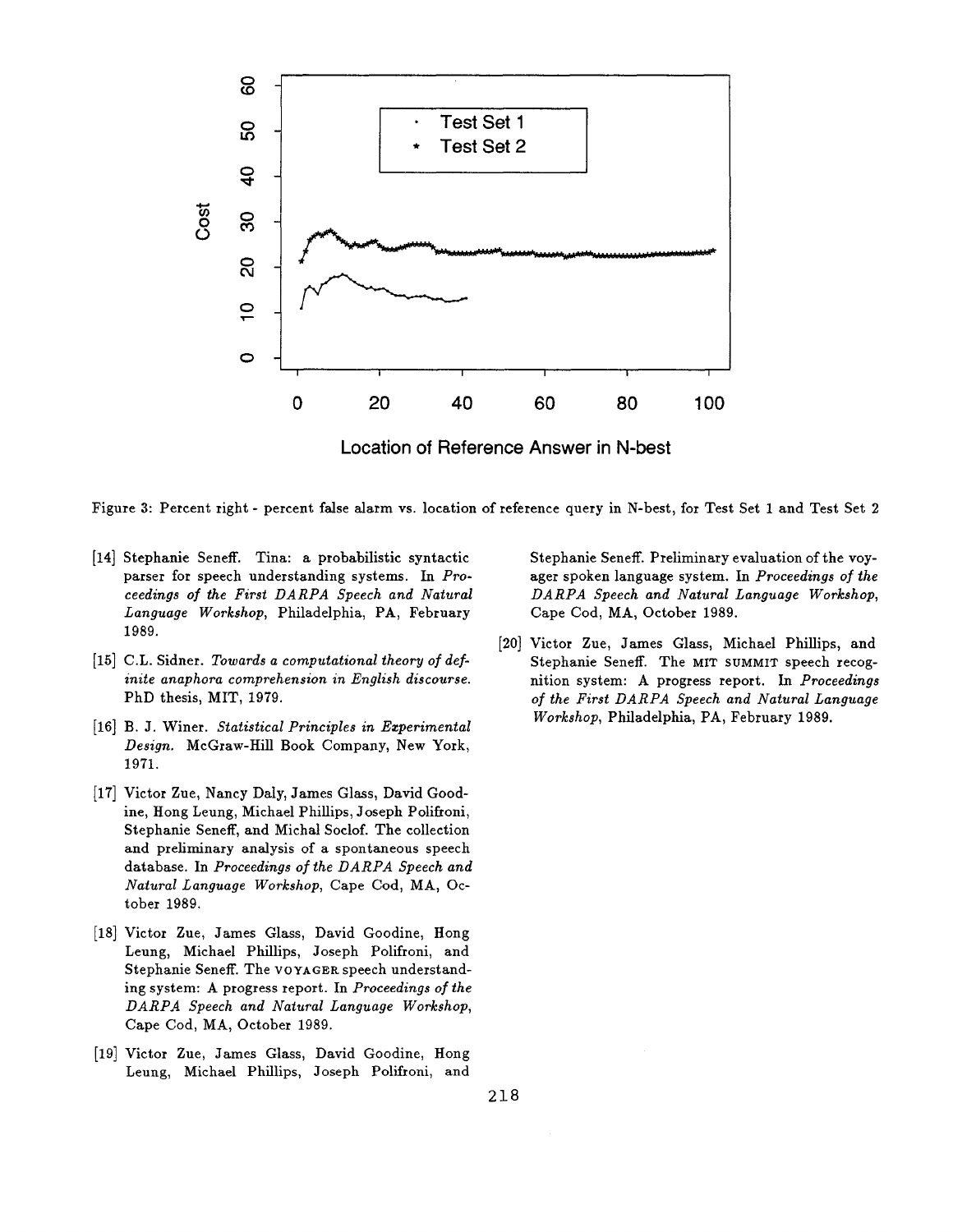Cost

0 10 20 30 40 50 60

Test Set 1
Test Set 2

0 20 40 60 80 100

Location of Reference Answer in N-best

Figure 3: Percent right - percent false alarm vs. location of reference query in N-best, for Test Set 1 and Test Set 2

[14] Stephanie Seneff. Tina: a probabilistic syntactic parser for speech understanding systems. In *Proceedings of the First DARPA Speech and Natural Language Workshop*, Philadelphia, PA, February 1989.

[15] C.L. Sidner. *Towards a computational theory of definite anaphora comprehension in English discourse.* PhD thesis, MIT, 1979.

[16] B. J. Winer. *Statistical Principles in Experimental Design.* McGraw-Hill Book Company, New York, 1971.

[17] Victor Zue, Nancy Daly, James Glass, David Goodine, Hong Leung, Michael Phillips, Joseph Polifroni, Stephanie Seneff, and Michal Soclof. The collection and preliminary analysis of a spontaneous speech database. In *Proceedings of the DARPA Speech and Natural Language Workshop*, Cape Cod, MA, October 1989.

[18] Victor Zue, James Glass, David Goodine, Hong Leung, Michael Phillips, Joseph Polifroni, and Stephanie Seneff. The VOYAGER speech understanding system: A progress report. In *Proceedings of the DARPA Speech and Natural Language Workshop*, Cape Cod, MA, October 1989.

[19] Victor Zue, James Glass, David Goodine, Hong Leung, Michael Phillips, Joseph Polifroni, and Stephanie Seneff. Preliminary evaluation of the voyager spoken language system. In *Proceedings of the DARPA Speech and Natural Language Workshop*, Cape Cod, MA, October 1989.

[20] Victor Zue, James Glass, Michael Phillips, and Stephanie Seneff. The MIT SUMMIT speech recognition system: A progress report. In *Proceedings of the First DARPA Speech and Natural Language Workshop*, Philadelphia, PA, February 1989.